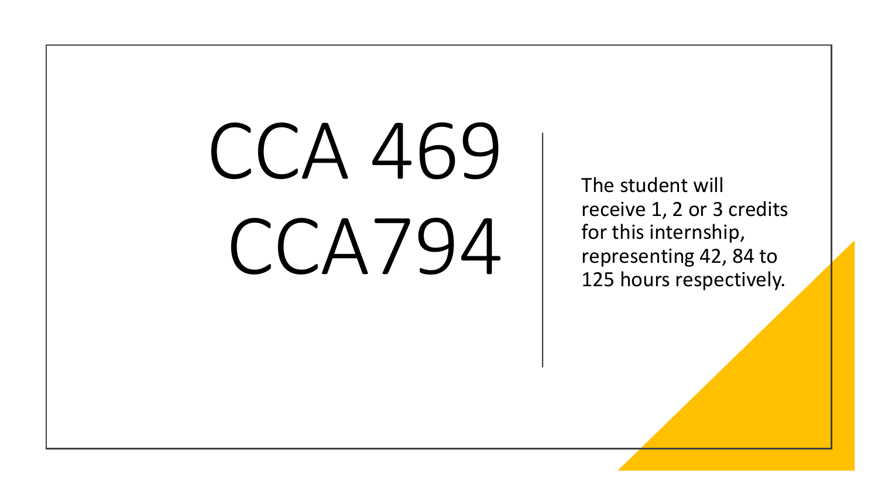# CCA 469
# CCA794

The student will receive 1, 2 or 3 credits for this internship, representing 42, 84 to 125 hours respectively.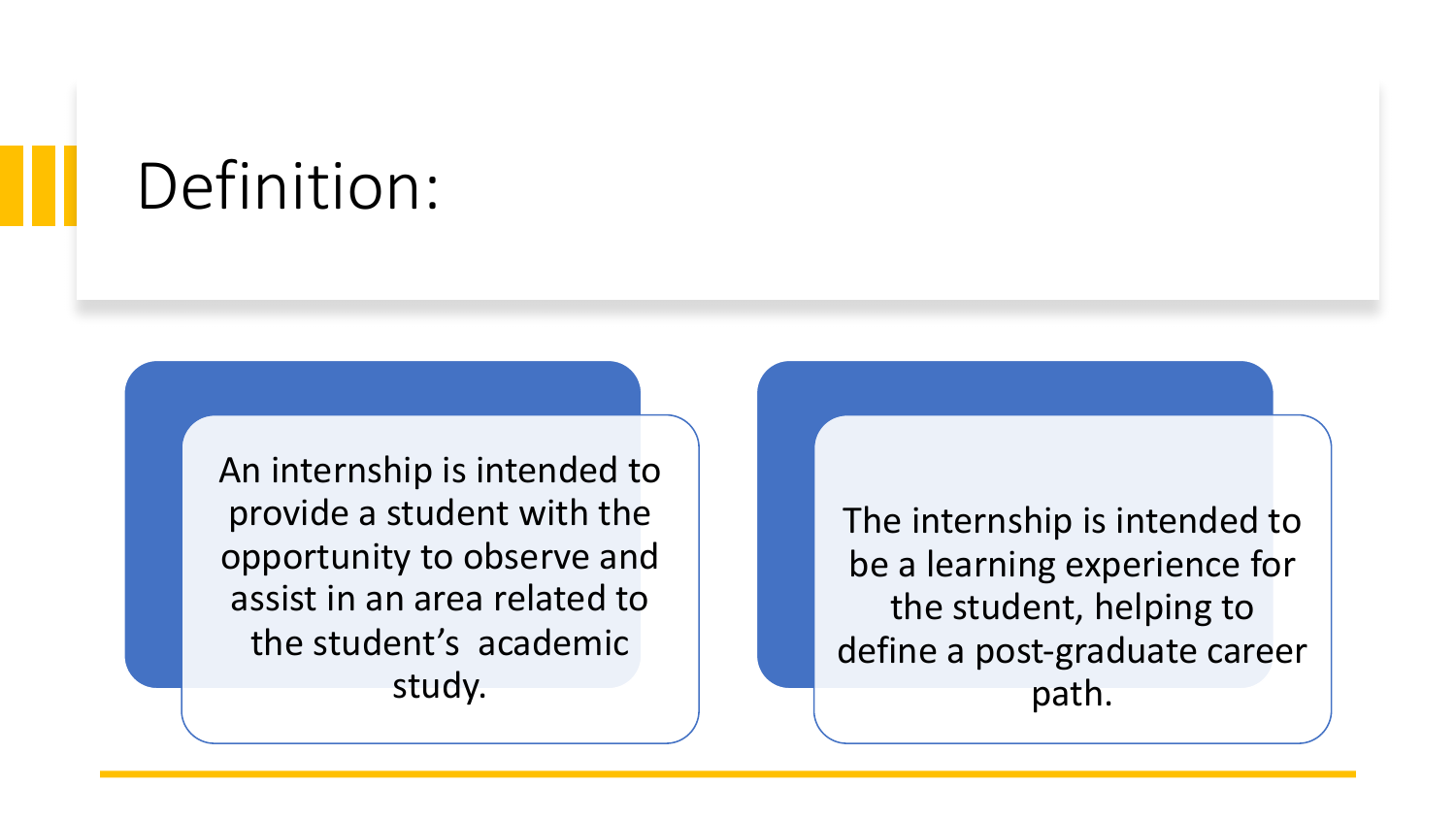# Definition:

An internship is intended to provide a student with the opportunity to observe and assist in an area related to the student's academic study.

The internship is intended to be a learning experience for the student, helping to define a post-graduate career path.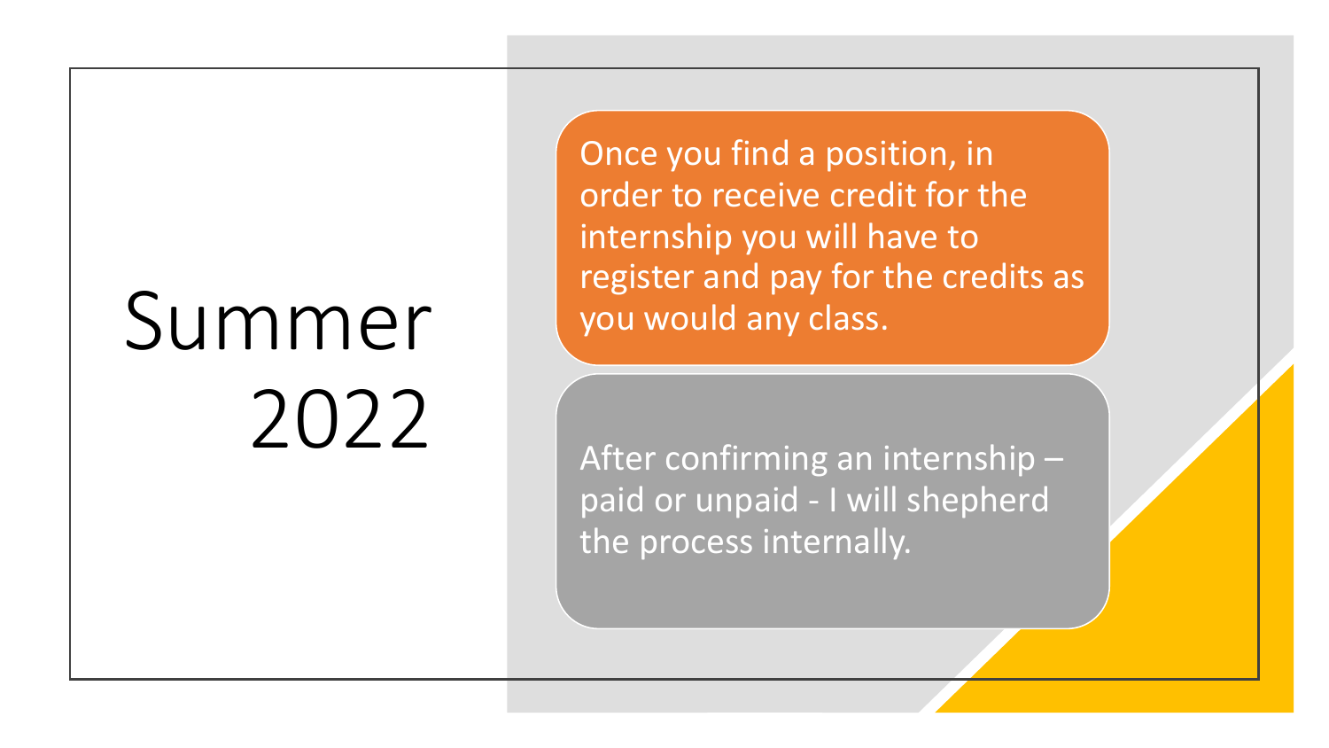# Summer 2022

Once you find a position, in order to receive credit for the internship you will have to register and pay for the credits as you would any class.

After confirming an internship – paid or unpaid - I will shepherd the process internally.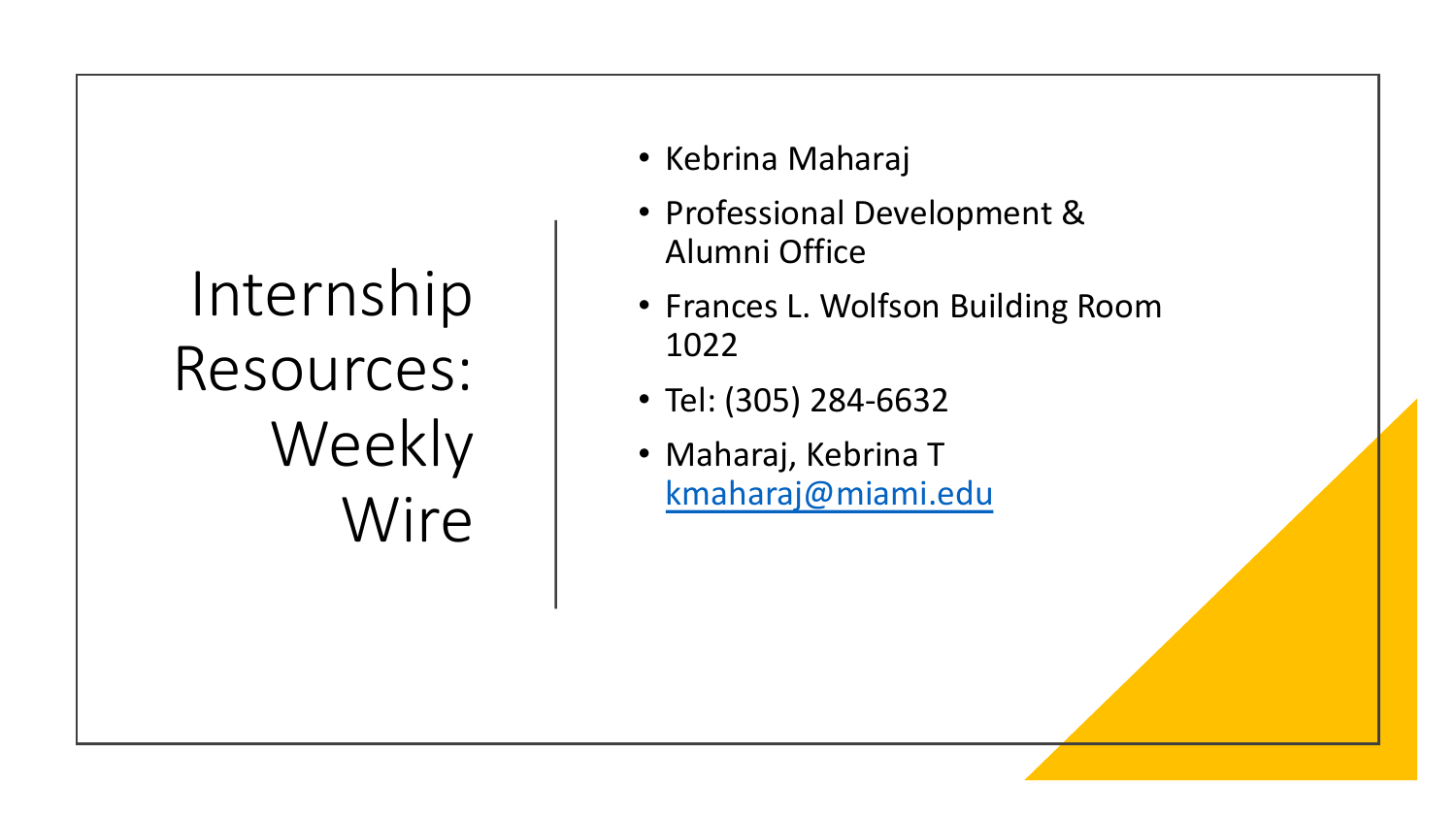# Internship Resources: Weekly Wire

- Kebrina Maharaj
- Professional Development & Alumni Office
- Frances L. Wolfson Building Room 1022
- Tel: (305) 284-6632
- Maharaj, Kebrina T kmaharaj@miami.edu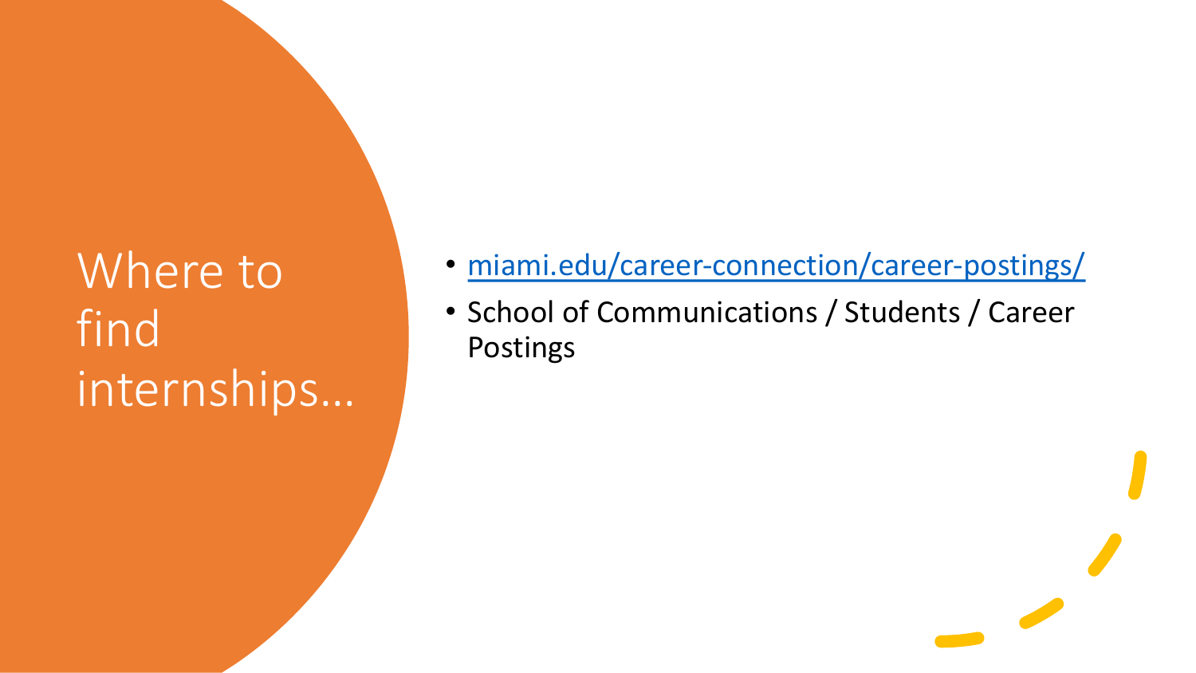# Where to find internships…

- [miami.edu/career-connection/career-postings/](miami.edu/career-connection/career-postings/)
- School of Communications / Students / Career Postings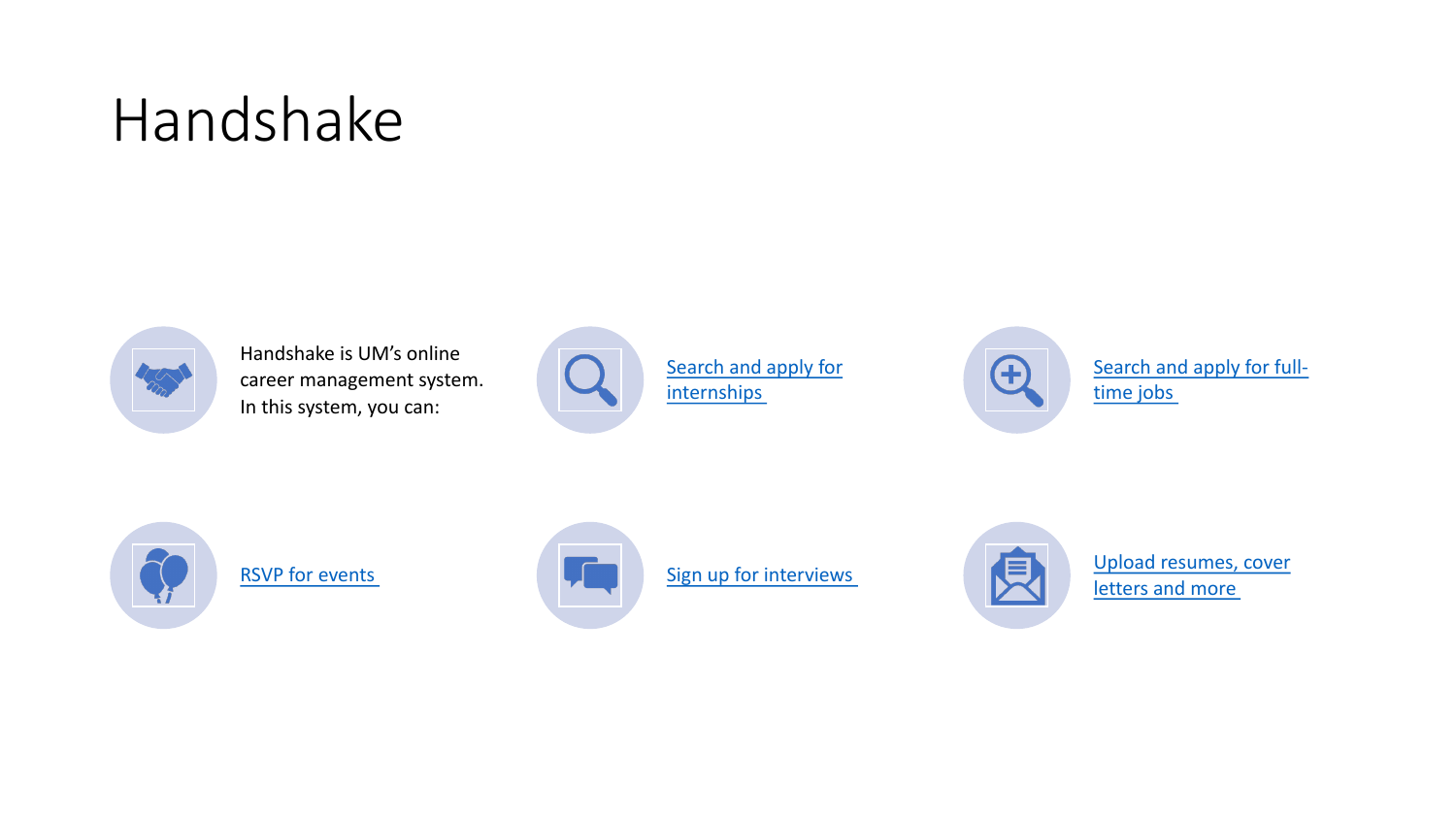# Handshake

Handshake is UM's online career management system. In this system, you can:

- Search and apply for internships
- Search and apply for full-time jobs
- RSVP for events
- Sign up for interviews
- Upload resumes, cover letters and more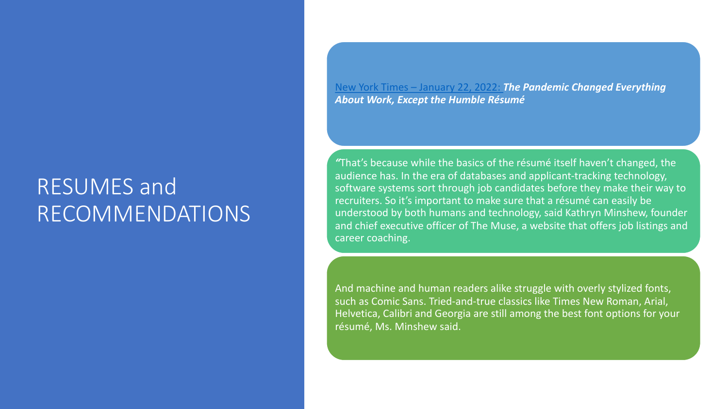# RESUMES and RECOMMENDATIONS

New York Times – January 22, 2022: ***The Pandemic Changed Everything About Work, Except the Humble Résumé***

*"*That's because while the basics of the résumé itself haven't changed, the audience has. In the era of databases and applicant-tracking technology, software systems sort through job candidates before they make their way to recruiters. So it's important to make sure that a résumé can easily be understood by both humans and technology, said Kathryn Minshew, founder and chief executive officer of The Muse, a website that offers job listings and career coaching.

And machine and human readers alike struggle with overly stylized fonts, such as Comic Sans. Tried-and-true classics like Times New Roman, Arial, Helvetica, Calibri and Georgia are still among the best font options for your résumé, Ms. Minshew said.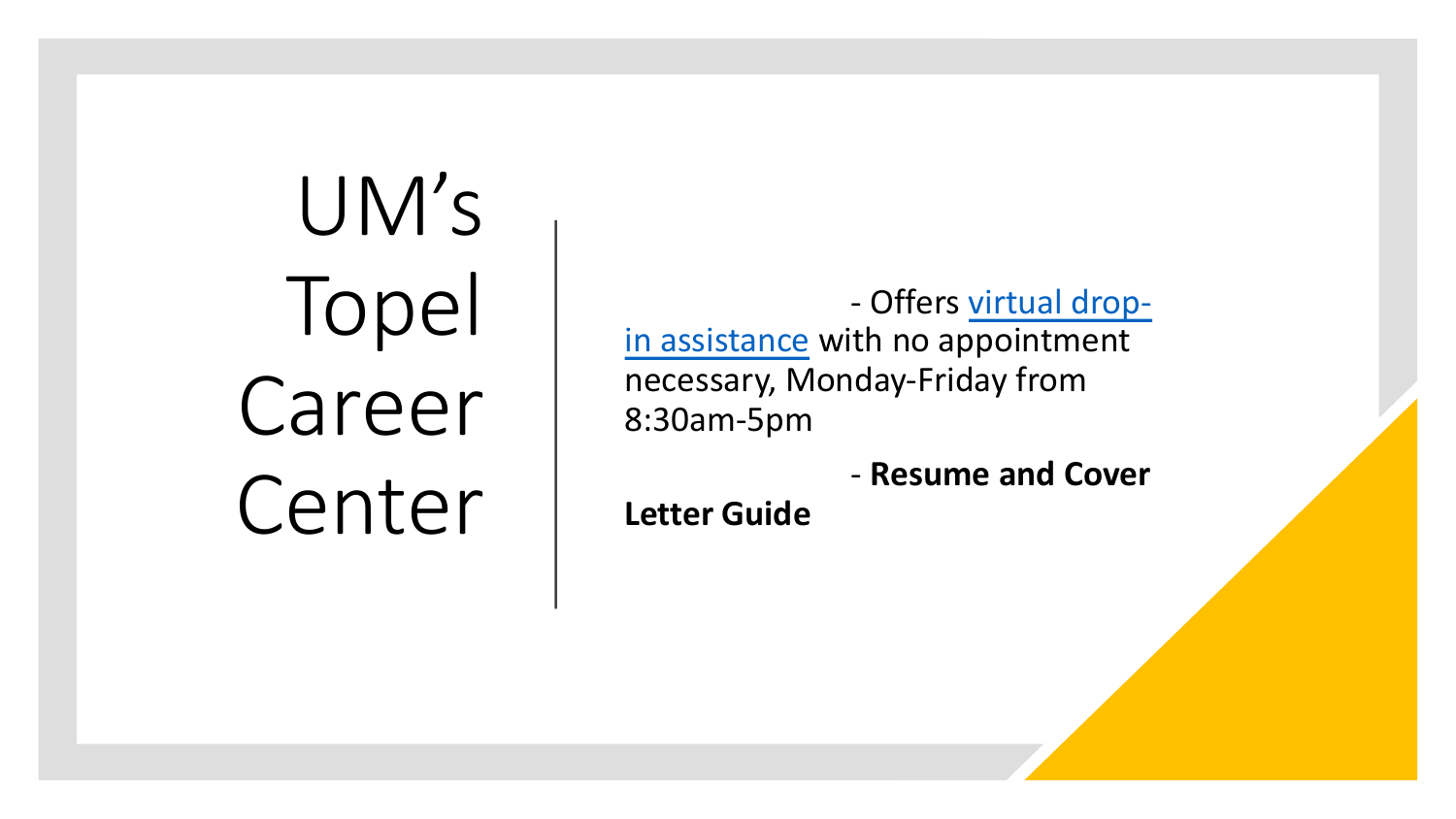# UM's Topel Career Center

- Offers virtual drop-in assistance with no appointment necessary, Monday-Friday from 8:30am-5pm
- **Resume and Cover Letter Guide**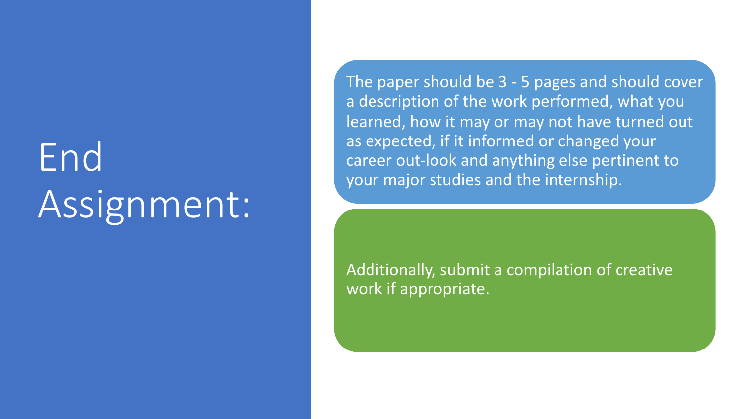# End Assignment:

The paper should be 3 - 5 pages and should cover a description of the work performed, what you learned, how it may or may not have turned out as expected, if it informed or changed your career out-look and anything else pertinent to your major studies and the internship.

Additionally, submit a compilation of creative work if appropriate.